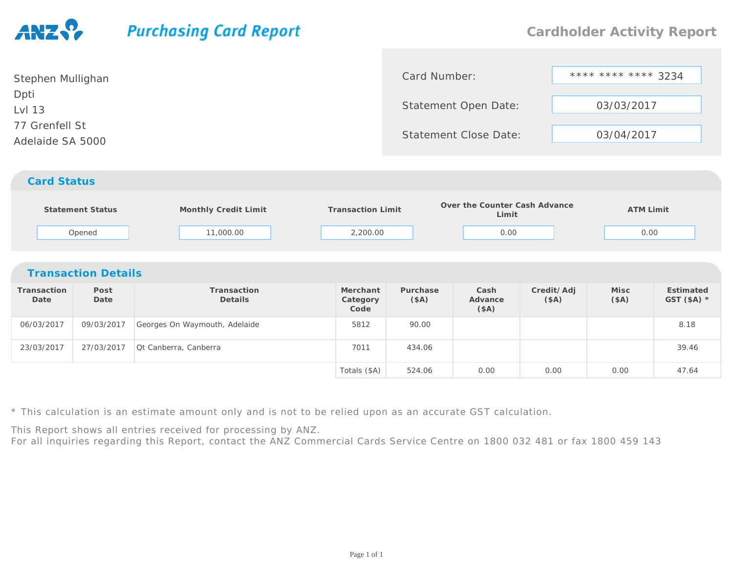ANZ

# Purchasing Card Report

## Cardholder Activity Report

Stephen Mullighan
Dpti
Lvl 13
77 Grenfell St
Adelaide SA 5000

| | |
|---|---|
| Card Number: | **** **** **** 3234 |
| Statement Open Date: | 03/03/2017 |
| Statement Close Date: | 03/04/2017 |

## Card Status

| Statement Status | Monthly Credit Limit | Transaction Limit | Over the Counter Cash Advance Limit | ATM Limit |
|---|---|---|---|---|
| Opened | 11,000.00 | 2,200.00 | 0.00 | 0.00 |

## Transaction Details

| Transaction Date | Post Date | Transaction Details | Merchant Category Code | Purchase ($A) | Cash Advance ($A) | Credit/ Adj ($A) | Misc ($A) | Estimated GST ($A) * |
|---|---|---|---|---|---|---|---|---|
| 06/03/2017 | 09/03/2017 | Georges On Waymouth, Adelaide | 5812 | 90.00 | | | | 8.18 |
| 23/03/2017 | 27/03/2017 | Qt Canberra, Canberra | 7011 | 434.06 | | | | 39.46 |
| | | | Totals ($A) | 524.06 | 0.00 | 0.00 | 0.00 | 47.64 |

* This calculation is an estimate amount only and is not to be relied upon as an accurate GST calculation.

This Report shows all entries received for processing by ANZ.
For all inquiries regarding this Report, contact the ANZ Commercial Cards Service Centre on 1800 032 481 or fax 1800 459 143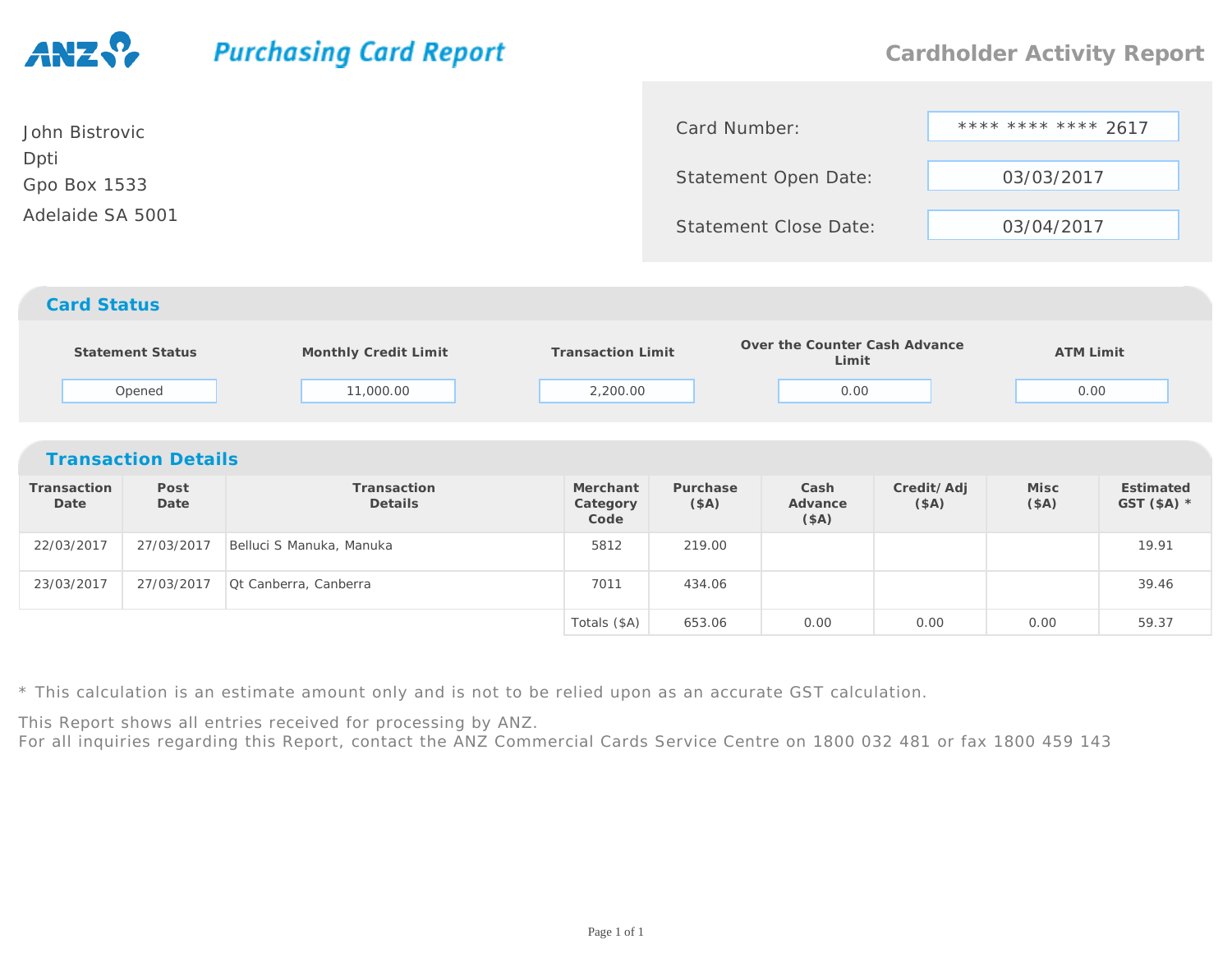ANZ **Purchasing Card Report**

**Cardholder Activity Report**

John Bistrovic
Dpti
Gpo Box 1533
Adelaide SA 5001

| | |
|---|---|
| Card Number: | **** **** **** 2617 |
| Statement Open Date: | 03/03/2017 |
| Statement Close Date: | 03/04/2017 |

## Card Status

| Statement Status | Monthly Credit Limit | Transaction Limit | Over the Counter Cash Advance Limit | ATM Limit |
|---|---|---|---|---|
| Opened | 11,000.00 | 2,200.00 | 0.00 | 0.00 |

## Transaction Details

| Transaction Date | Post Date | Transaction Details | Merchant Category Code | Purchase ($A) | Cash Advance ($A) | Credit/ Adj ($A) | Misc ($A) | Estimated GST ($A) * |
|---|---|---|---|---|---|---|---|---|
| 22/03/2017 | 27/03/2017 | Belluci S Manuka, Manuka | 5812 | 219.00 | | | | 19.91 |
| 23/03/2017 | 27/03/2017 | Qt Canberra, Canberra | 7011 | 434.06 | | | | 39.46 |
| | | | Totals ($A) | 653.06 | 0.00 | 0.00 | 0.00 | 59.37 |

* This calculation is an estimate amount only and is not to be relied upon as an accurate GST calculation.

This Report shows all entries received for processing by ANZ.
For all inquiries regarding this Report, contact the ANZ Commercial Cards Service Centre on 1800 032 481 or fax 1800 459 143